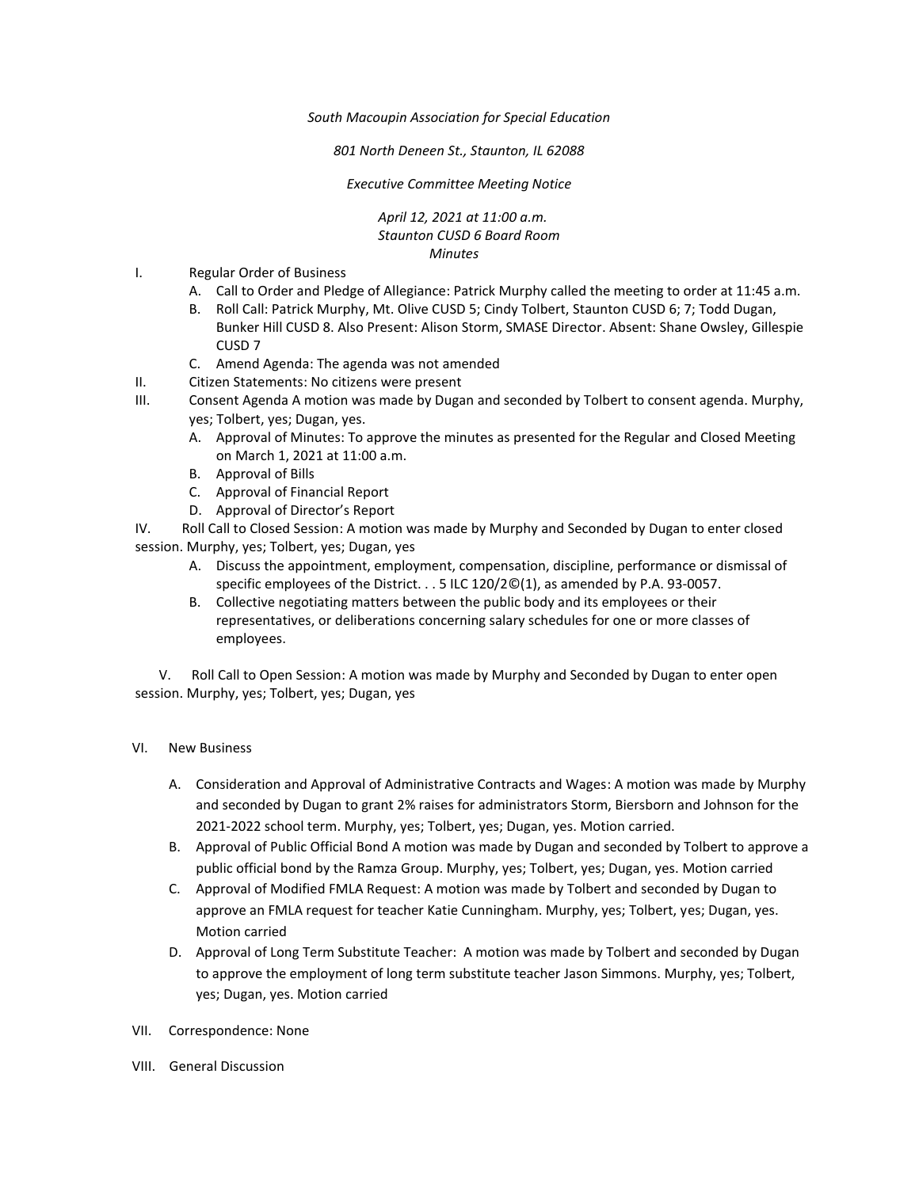*South Macoupin Association for Special Education*

*801 North Deneen St., Staunton, IL 62088*

*Executive Committee Meeting Notice*

*April 12, 2021 at 11:00 a.m.*
*Staunton CUSD 6 Board Room*
*Minutes*

I. Regular Order of Business
   A. Call to Order and Pledge of Allegiance: Patrick Murphy called the meeting to order at 11:45 a.m.
   B. Roll Call: Patrick Murphy, Mt. Olive CUSD 5; Cindy Tolbert, Staunton CUSD 6; 7; Todd Dugan, Bunker Hill CUSD 8. Also Present: Alison Storm, SMASE Director. Absent: Shane Owsley, Gillespie CUSD 7
   C. Amend Agenda: The agenda was not amended

II. Citizen Statements: No citizens were present

III. Consent Agenda A motion was made by Dugan and seconded by Tolbert to consent agenda. Murphy, yes; Tolbert, yes; Dugan, yes.
   A. Approval of Minutes: To approve the minutes as presented for the Regular and Closed Meeting on March 1, 2021 at 11:00 a.m.
   B. Approval of Bills
   C. Approval of Financial Report
   D. Approval of Director's Report

IV. Roll Call to Closed Session: A motion was made by Murphy and Seconded by Dugan to enter closed session. Murphy, yes; Tolbert, yes; Dugan, yes
   A. Discuss the appointment, employment, compensation, discipline, performance or dismissal of specific employees of the District. . . 5 ILC 120/2©(1), as amended by P.A. 93-0057.
   B. Collective negotiating matters between the public body and its employees or their representatives, or deliberations concerning salary schedules for one or more classes of employees.

V. Roll Call to Open Session: A motion was made by Murphy and Seconded by Dugan to enter open session. Murphy, yes; Tolbert, yes; Dugan, yes

VI. New Business
   A. Consideration and Approval of Administrative Contracts and Wages: A motion was made by Murphy and seconded by Dugan to grant 2% raises for administrators Storm, Biersborn and Johnson for the 2021-2022 school term. Murphy, yes; Tolbert, yes; Dugan, yes. Motion carried.
   B. Approval of Public Official Bond A motion was made by Dugan and seconded by Tolbert to approve a public official bond by the Ramza Group. Murphy, yes; Tolbert, yes; Dugan, yes. Motion carried
   C. Approval of Modified FMLA Request: A motion was made by Tolbert and seconded by Dugan to approve an FMLA request for teacher Katie Cunningham. Murphy, yes; Tolbert, yes; Dugan, yes. Motion carried
   D. Approval of Long Term Substitute Teacher: A motion was made by Tolbert and seconded by Dugan to approve the employment of long term substitute teacher Jason Simmons. Murphy, yes; Tolbert, yes; Dugan, yes. Motion carried

VII. Correspondence: None

VIII. General Discussion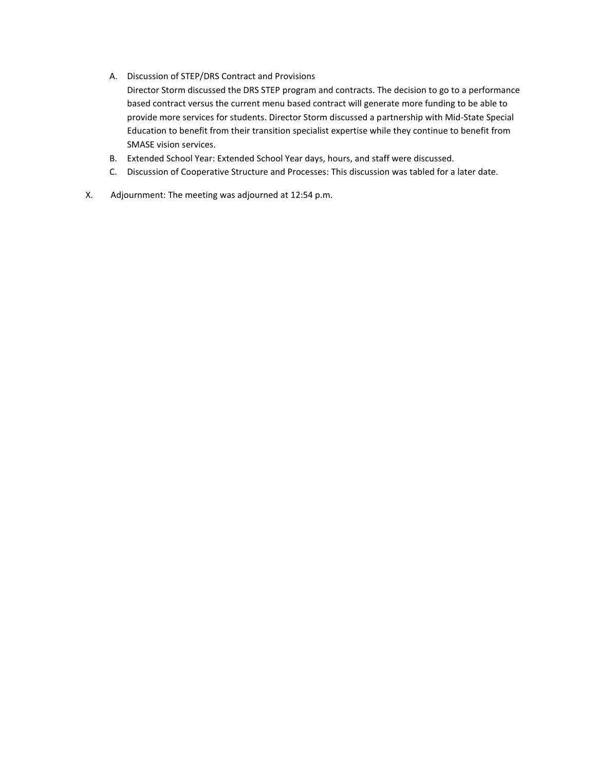A. Discussion of STEP/DRS Contract and Provisions

   Director Storm discussed the DRS STEP program and contracts. The decision to go to a performance based contract versus the current menu based contract will generate more funding to be able to provide more services for students. Director Storm discussed a partnership with Mid-State Special Education to benefit from their transition specialist expertise while they continue to benefit from SMASE vision services.

B. Extended School Year: Extended School Year days, hours, and staff were discussed.

C. Discussion of Cooperative Structure and Processes: This discussion was tabled for a later date.

X. Adjournment: The meeting was adjourned at 12:54 p.m.